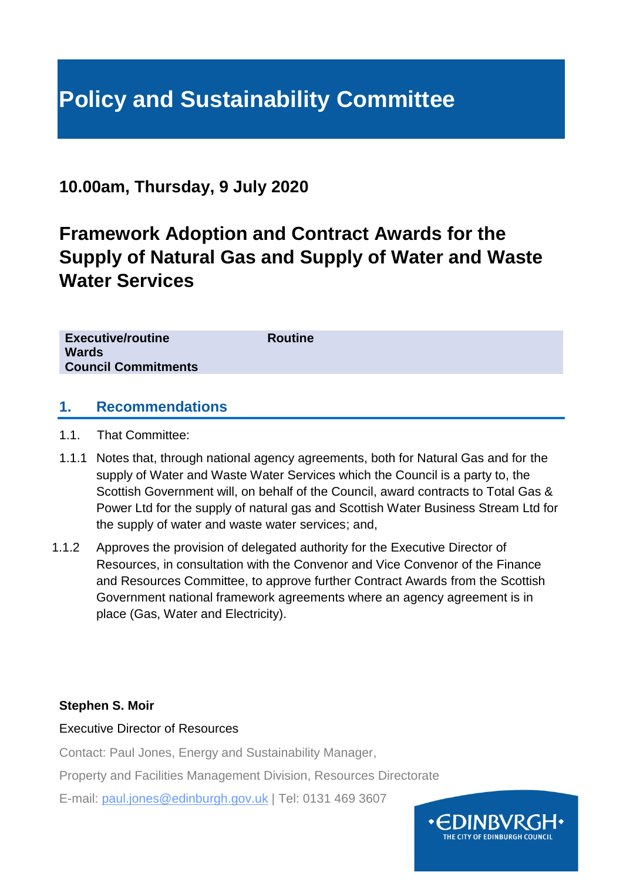# Policy and Sustainability Committee

## 10.00am, Thursday, 9 July 2020

## Framework Adoption and Contract Awards for the Supply of Natural Gas and Supply of Water and Waste Water Services

| | |
|---|---|
| **Executive/routine** | **Routine** |
| **Wards** | |
| **Council Commitments** | |

## 1. Recommendations

1.1. That Committee:

1.1.1 Notes that, through national agency agreements, both for Natural Gas and for the supply of Water and Waste Water Services which the Council is a party to, the Scottish Government will, on behalf of the Council, award contracts to Total Gas & Power Ltd for the supply of natural gas and Scottish Water Business Stream Ltd for the supply of water and waste water services; and,

1.1.2 Approves the provision of delegated authority for the Executive Director of Resources, in consultation with the Convenor and Vice Convenor of the Finance and Resources Committee, to approve further Contract Awards from the Scottish Government national framework agreements where an agency agreement is in place (Gas, Water and Electricity).

**Stephen S. Moir**

Executive Director of Resources

Contact: Paul Jones, Energy and Sustainability Manager,

Property and Facilities Management Division, Resources Directorate

E-mail: paul.jones@edinburgh.gov.uk | Tel: 0131 469 3607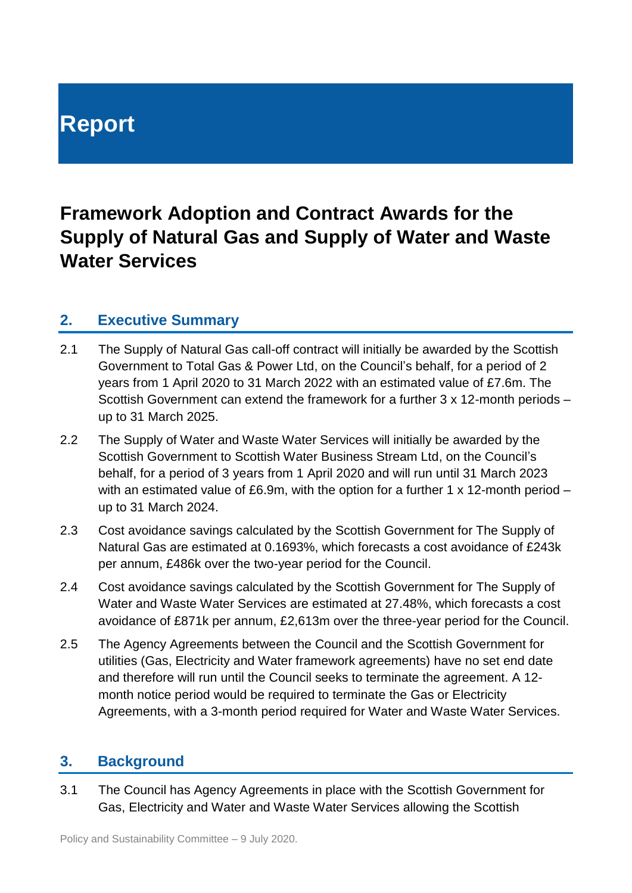# Report

## Framework Adoption and Contract Awards for the Supply of Natural Gas and Supply of Water and Waste Water Services

### 2. Executive Summary

2.1 The Supply of Natural Gas call-off contract will initially be awarded by the Scottish Government to Total Gas & Power Ltd, on the Council's behalf, for a period of 2 years from 1 April 2020 to 31 March 2022 with an estimated value of £7.6m. The Scottish Government can extend the framework for a further 3 x 12-month periods – up to 31 March 2025.

2.2 The Supply of Water and Waste Water Services will initially be awarded by the Scottish Government to Scottish Water Business Stream Ltd, on the Council's behalf, for a period of 3 years from 1 April 2020 and will run until 31 March 2023 with an estimated value of £6.9m, with the option for a further 1 x 12-month period – up to 31 March 2024.

2.3 Cost avoidance savings calculated by the Scottish Government for The Supply of Natural Gas are estimated at 0.1693%, which forecasts a cost avoidance of £243k per annum, £486k over the two-year period for the Council.

2.4 Cost avoidance savings calculated by the Scottish Government for The Supply of Water and Waste Water Services are estimated at 27.48%, which forecasts a cost avoidance of £871k per annum, £2,613m over the three-year period for the Council.

2.5 The Agency Agreements between the Council and the Scottish Government for utilities (Gas, Electricity and Water framework agreements) have no set end date and therefore will run until the Council seeks to terminate the agreement. A 12-month notice period would be required to terminate the Gas or Electricity Agreements, with a 3-month period required for Water and Waste Water Services.

### 3. Background

3.1 The Council has Agency Agreements in place with the Scottish Government for Gas, Electricity and Water and Waste Water Services allowing the Scottish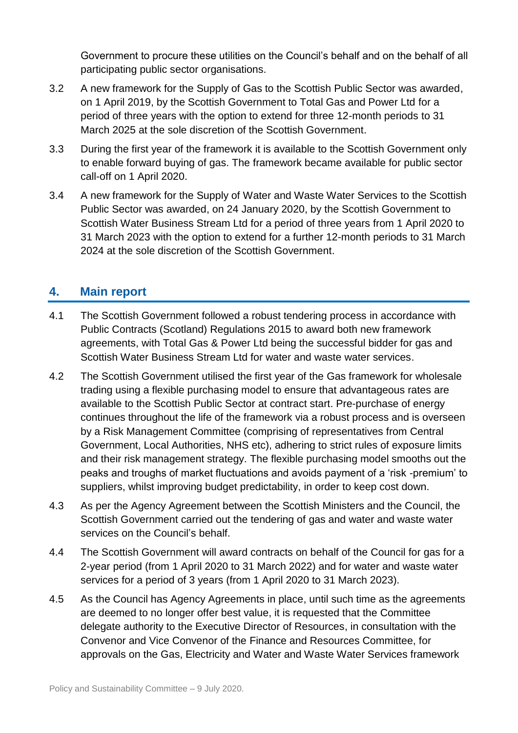Government to procure these utilities on the Council's behalf and on the behalf of all participating public sector organisations.

3.2 A new framework for the Supply of Gas to the Scottish Public Sector was awarded, on 1 April 2019, by the Scottish Government to Total Gas and Power Ltd for a period of three years with the option to extend for three 12-month periods to 31 March 2025 at the sole discretion of the Scottish Government.

3.3 During the first year of the framework it is available to the Scottish Government only to enable forward buying of gas. The framework became available for public sector call-off on 1 April 2020.

3.4 A new framework for the Supply of Water and Waste Water Services to the Scottish Public Sector was awarded, on 24 January 2020, by the Scottish Government to Scottish Water Business Stream Ltd for a period of three years from 1 April 2020 to 31 March 2023 with the option to extend for a further 12-month periods to 31 March 2024 at the sole discretion of the Scottish Government.

## 4. Main report

4.1 The Scottish Government followed a robust tendering process in accordance with Public Contracts (Scotland) Regulations 2015 to award both new framework agreements, with Total Gas & Power Ltd being the successful bidder for gas and Scottish Water Business Stream Ltd for water and waste water services.

4.2 The Scottish Government utilised the first year of the Gas framework for wholesale trading using a flexible purchasing model to ensure that advantageous rates are available to the Scottish Public Sector at contract start. Pre-purchase of energy continues throughout the life of the framework via a robust process and is overseen by a Risk Management Committee (comprising of representatives from Central Government, Local Authorities, NHS etc), adhering to strict rules of exposure limits and their risk management strategy. The flexible purchasing model smooths out the peaks and troughs of market fluctuations and avoids payment of a 'risk -premium' to suppliers, whilst improving budget predictability, in order to keep cost down.

4.3 As per the Agency Agreement between the Scottish Ministers and the Council, the Scottish Government carried out the tendering of gas and water and waste water services on the Council's behalf.

4.4 The Scottish Government will award contracts on behalf of the Council for gas for a 2-year period (from 1 April 2020 to 31 March 2022) and for water and waste water services for a period of 3 years (from 1 April 2020 to 31 March 2023).

4.5 As the Council has Agency Agreements in place, until such time as the agreements are deemed to no longer offer best value, it is requested that the Committee delegate authority to the Executive Director of Resources, in consultation with the Convenor and Vice Convenor of the Finance and Resources Committee, for approvals on the Gas, Electricity and Water and Waste Water Services framework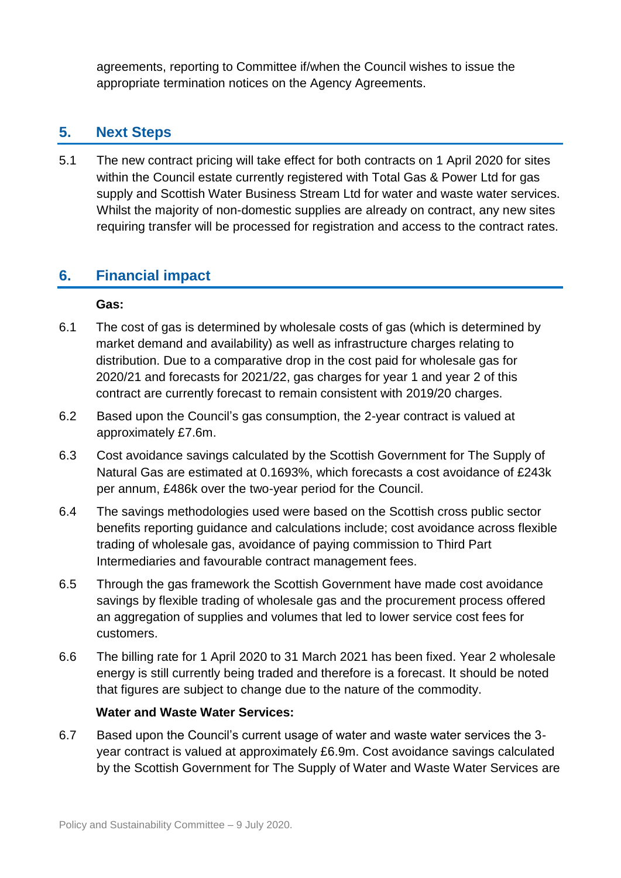agreements, reporting to Committee if/when the Council wishes to issue the appropriate termination notices on the Agency Agreements.

## 5. Next Steps

5.1 The new contract pricing will take effect for both contracts on 1 April 2020 for sites within the Council estate currently registered with Total Gas & Power Ltd for gas supply and Scottish Water Business Stream Ltd for water and waste water services. Whilst the majority of non-domestic supplies are already on contract, any new sites requiring transfer will be processed for registration and access to the contract rates.

## 6. Financial impact

**Gas:**

6.1 The cost of gas is determined by wholesale costs of gas (which is determined by market demand and availability) as well as infrastructure charges relating to distribution. Due to a comparative drop in the cost paid for wholesale gas for 2020/21 and forecasts for 2021/22, gas charges for year 1 and year 2 of this contract are currently forecast to remain consistent with 2019/20 charges.

6.2 Based upon the Council's gas consumption, the 2-year contract is valued at approximately £7.6m.

6.3 Cost avoidance savings calculated by the Scottish Government for The Supply of Natural Gas are estimated at 0.1693%, which forecasts a cost avoidance of £243k per annum, £486k over the two-year period for the Council.

6.4 The savings methodologies used were based on the Scottish cross public sector benefits reporting guidance and calculations include; cost avoidance across flexible trading of wholesale gas, avoidance of paying commission to Third Part Intermediaries and favourable contract management fees.

6.5 Through the gas framework the Scottish Government have made cost avoidance savings by flexible trading of wholesale gas and the procurement process offered an aggregation of supplies and volumes that led to lower service cost fees for customers.

6.6 The billing rate for 1 April 2020 to 31 March 2021 has been fixed. Year 2 wholesale energy is still currently being traded and therefore is a forecast. It should be noted that figures are subject to change due to the nature of the commodity.

**Water and Waste Water Services:**

6.7 Based upon the Council's current usage of water and waste water services the 3-year contract is valued at approximately £6.9m. Cost avoidance savings calculated by the Scottish Government for The Supply of Water and Waste Water Services are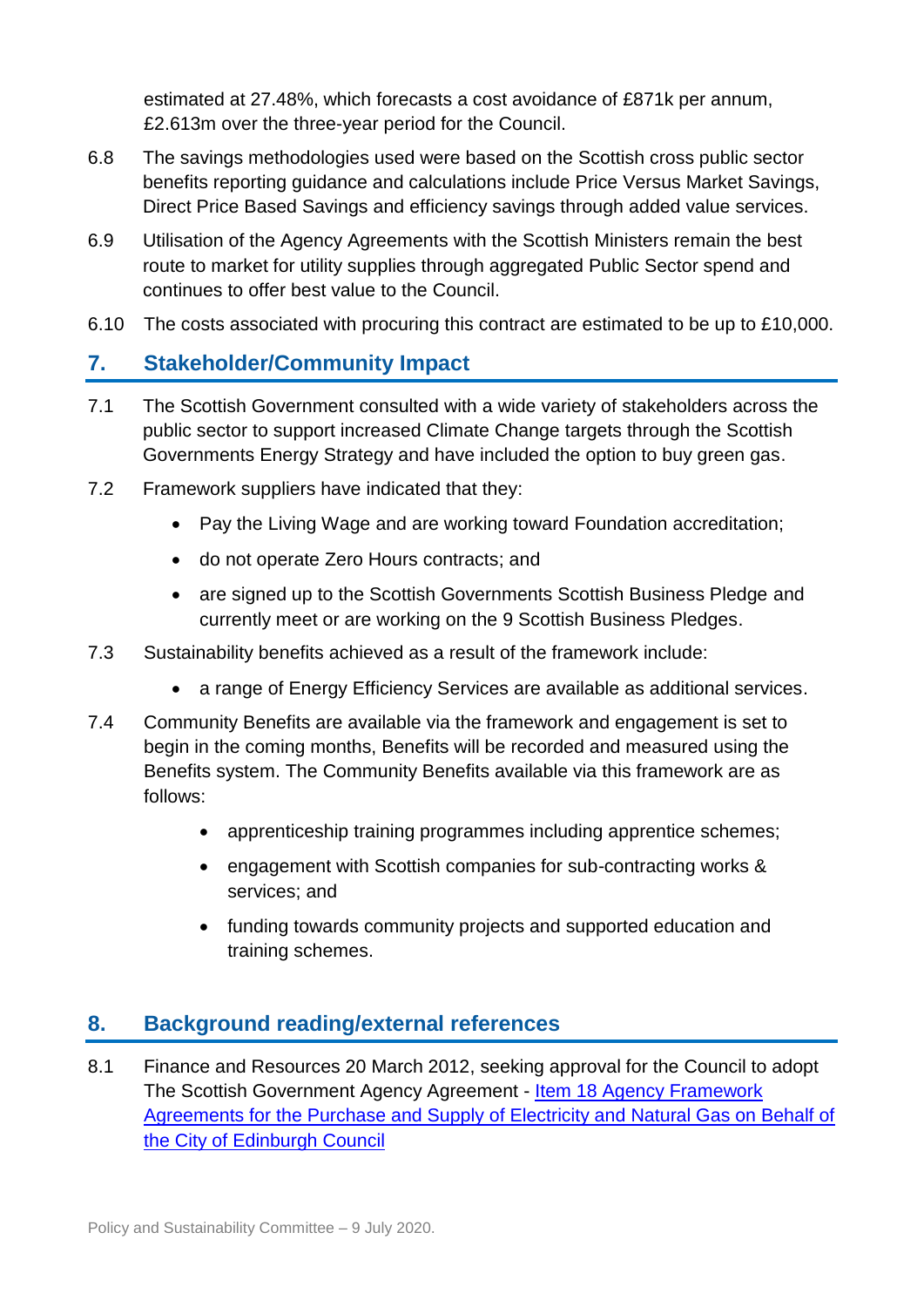estimated at 27.48%, which forecasts a cost avoidance of £871k per annum, £2.613m over the three-year period for the Council.

6.8 The savings methodologies used were based on the Scottish cross public sector benefits reporting guidance and calculations include Price Versus Market Savings, Direct Price Based Savings and efficiency savings through added value services.

6.9 Utilisation of the Agency Agreements with the Scottish Ministers remain the best route to market for utility supplies through aggregated Public Sector spend and continues to offer best value to the Council.

6.10 The costs associated with procuring this contract are estimated to be up to £10,000.

## 7. Stakeholder/Community Impact

7.1 The Scottish Government consulted with a wide variety of stakeholders across the public sector to support increased Climate Change targets through the Scottish Governments Energy Strategy and have included the option to buy green gas.

7.2 Framework suppliers have indicated that they:

- Pay the Living Wage and are working toward Foundation accreditation;
- do not operate Zero Hours contracts; and
- are signed up to the Scottish Governments Scottish Business Pledge and currently meet or are working on the 9 Scottish Business Pledges.

7.3 Sustainability benefits achieved as a result of the framework include:

- a range of Energy Efficiency Services are available as additional services.

7.4 Community Benefits are available via the framework and engagement is set to begin in the coming months, Benefits will be recorded and measured using the Benefits system. The Community Benefits available via this framework are as follows:

- apprenticeship training programmes including apprentice schemes;
- engagement with Scottish companies for sub-contracting works & services; and
- funding towards community projects and supported education and training schemes.

## 8. Background reading/external references

8.1 Finance and Resources 20 March 2012, seeking approval for the Council to adopt The Scottish Government Agency Agreement - Item 18 Agency Framework Agreements for the Purchase and Supply of Electricity and Natural Gas on Behalf of the City of Edinburgh Council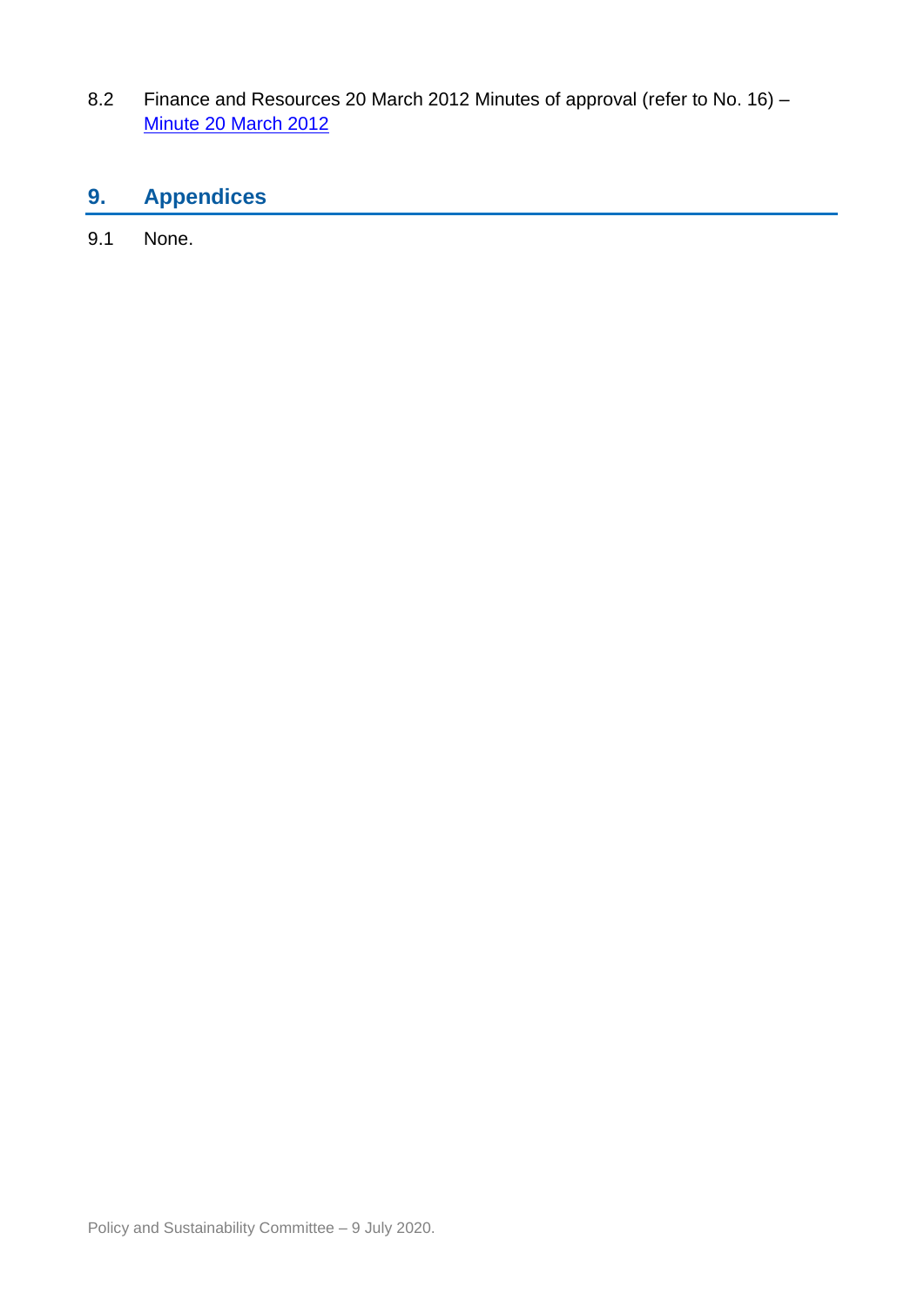8.2 Finance and Resources 20 March 2012 Minutes of approval (refer to No. 16) – Minute 20 March 2012

## 9. Appendices

9.1 None.